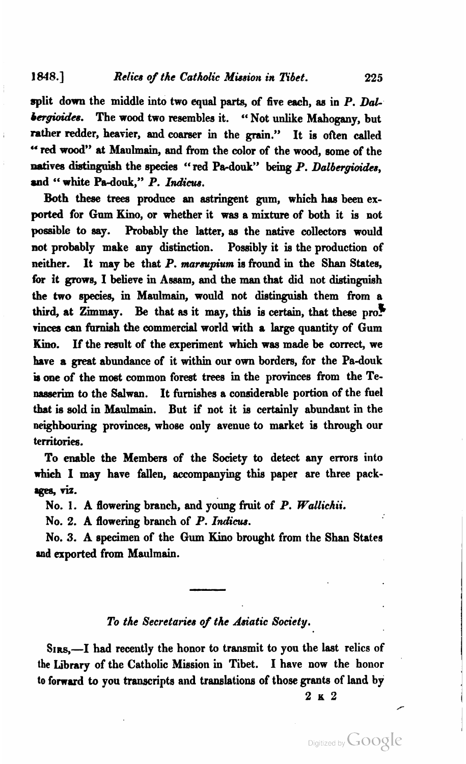split down the middle into two equal parts, of five each, as in *P. Dalbergioides*. The wood two resembles it. "Not unlike Mahogany, but rather redder, heavier, and coarser in the grain." It is often called "red wood" at Maulmain, and from the color of the wood, some of the natives distinguish the species "red Pa-douk" being *P. Dalbergioides*, and "white Pa-douk," *P. Indicus*.

Both these trees produce an astringent gum, which has been exported for Gum Kino, or whether it was a mixture of both it is not possible to say. Probably the latter, as the native collectors would not probably make any distinction. Possibly it is the production of neither. It may be that *P. marsupium* is fround in the Shan States, for it grows, I believe in Assam, and the man that did not distinguish the two species, in Maulmain, would not distinguish them from a third, at Zimmay. Be that as it may, this is certain, that these provinces can furnish the commercial world with a large quantity of Gum Kino. If the result of the experiment which was made be correct, we have a great abundance of it within our own borders, for the Pa-douk is one of the most common forest trees in the provinces from the Tenasserim to the Salwan. It furnishes a considerable portion of the fuel that is sold in Maulmain. But if not it is certainly abundant in the neighbouring provinces, whose only avenue to market is through our territories.

To enable the Members of the Society to detect any errors into which I may have fallen, accompanying this paper are three packages, viz.

No. 1. A flowering branch, and young fruit of *P. Wallichii*.

No. 2. A flowering branch of *P. Indicus*.

No. 3. A specimen of the Gum Kino brought from the Shan States and exported from Maulmain.

---

*To the Secretaries of the Asiatic Society.*

SIRS,—I had recently the honor to transmit to you the last relics of the Library of the Catholic Mission in Tibet. I have now the honor to forward to you transcripts and translations of those grants of land by

2 K 2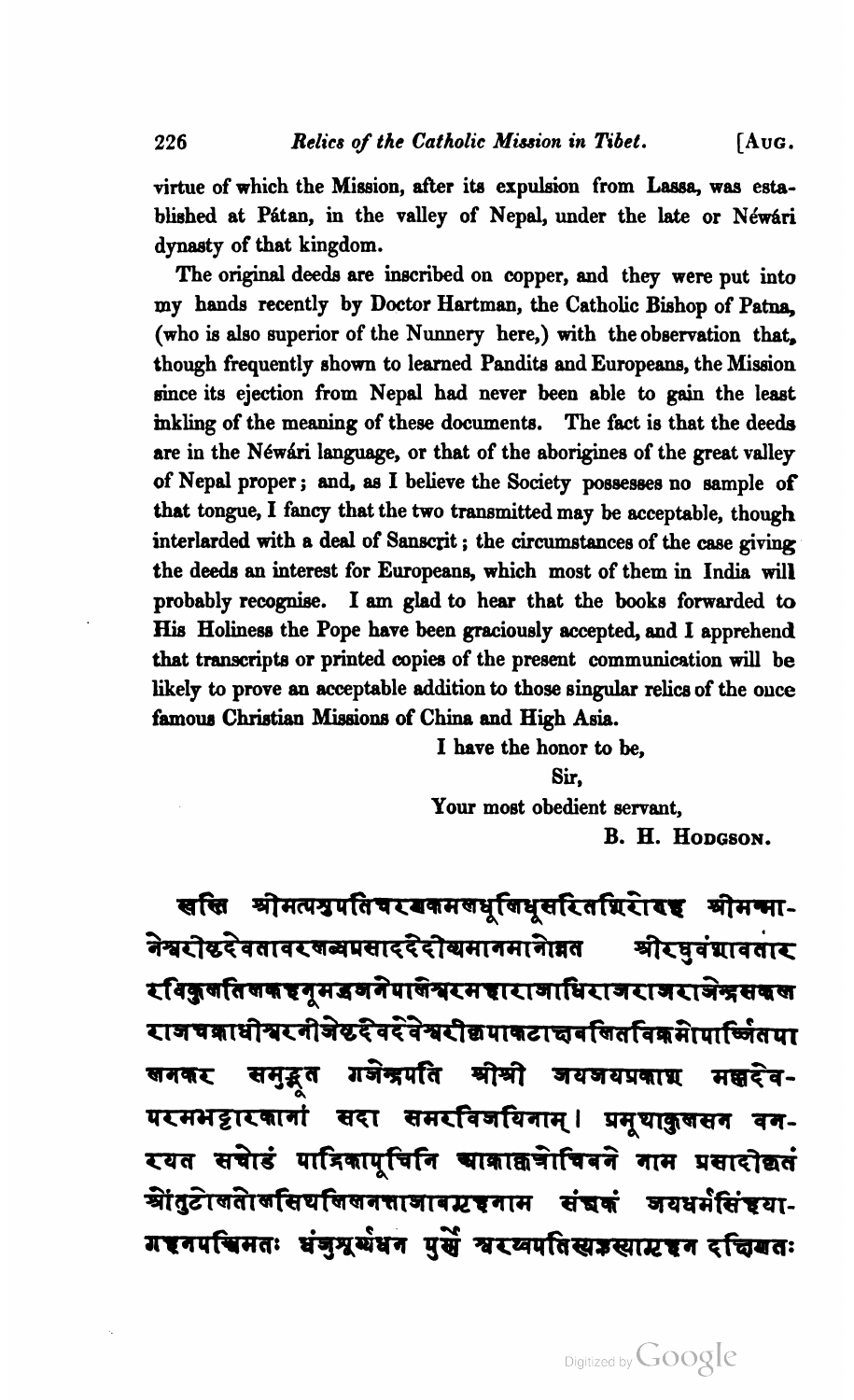virtue of which the Mission, after its expulsion from Lassa, was established at Pátan, in the valley of Nepal, under the late or Néwári dynasty of that kingdom.

The original deeds are inscribed on copper, and they were put into my hands recently by Doctor Hartman, the Catholic Bishop of Patna, (who is also superior of the Nunnery here,) with the observation that, though frequently shown to learned Pandits and Europeans, the Mission since its ejection from Nepal had never been able to gain the least inkling of the meaning of these documents. The fact is that the deeds are in the Néwári language, or that of the aborigines of the great valley of Nepal proper; and, as I believe the Society possesses no sample of that tongue, I fancy that the two transmitted may be acceptable, though interlarded with a deal of Sanscrit; the circumstances of the case giving the deeds an interest for Europeans, which most of them in India will probably recognise. I am glad to hear that the books forwarded to His Holiness the Pope have been graciously accepted, and I apprehend that transcripts or printed copies of the present communication will be likely to prove an acceptable addition to those singular relics of the once famous Christian Missions of China and High Asia.

I have the honor to be,

Sir,

Your most obedient servant,

B. H. Hodgson.

स्वस्ति श्रीमत्पशुपतिचरणकमलधूलिधूसरितशिरोरुह श्रीमन्मा-नेश्वरीष्टदेवतावरलब्धप्रसाददेदीप्यमानमानोन्नत श्रीरघुवंशावतार रविकुलतिलकहनूमद्ध्वजनेपालेश्वरमहाराजाधिराजराजराजेन्द्रसकल राजचक्राधीश्वरनीजेष्टदेवदेवेश्वरीश्रपाकटाक्षलब्धविक्रमोपार्ज्जितया लनकर समुद्भूत गजेन्द्रपति श्रीश्री जयजयप्रकाश मल्लदेव-परमभट्टारकानां सदा समरविजयिनाम्। प्रभूयाकुलसन वन-रयत सचोडं पात्रिकापूर्चिनि आज्ञाज्ञोचिवने नाम प्रसादोकतं श्रींतुटोलतोलसियलिलनत्ताजावटहनाम संज्ञकं जयधर्मसिंहया-गहनपश्चिमतः धंजुमूर्थधन पुर्से स्वरव्यपतिसडस्याटहन दक्षिणतः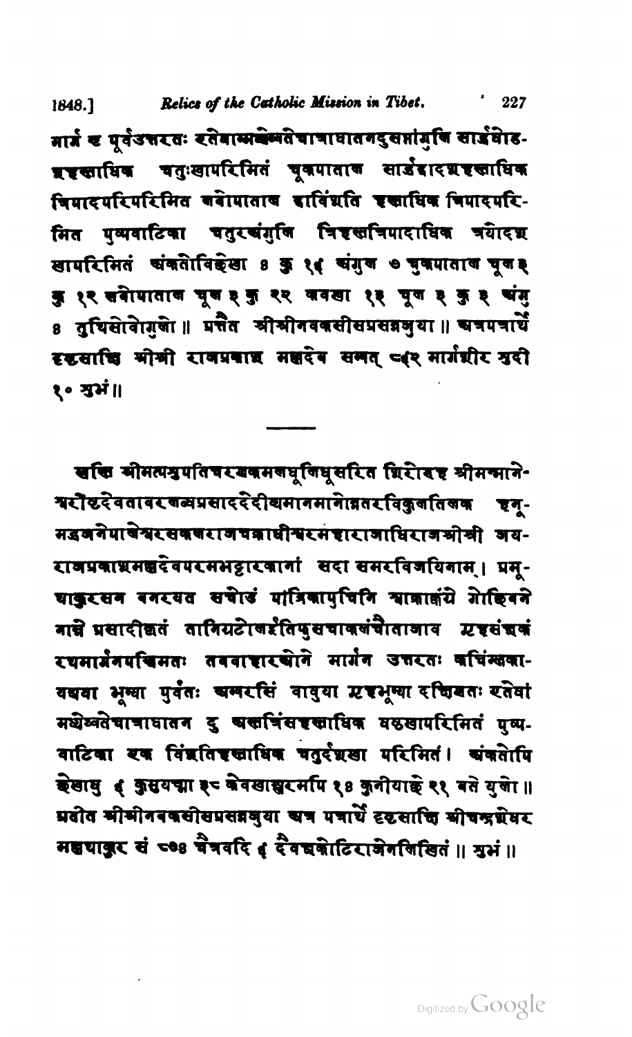मार्ग च पूर्वउत्तरतः एतेषाम्मध्येतेषाचाघातनदुसप्तांगुलि सार्द्धषोड-शहस्ताधिक चतुःखापरिमितं चूकपाताव सार्द्धद्वादशहस्ताधिक त्रिपादपरिपरिमित नवोपाताव द्वाविंशति हस्ताधिक त्रिपादपरि-मित पुष्पवाटिका चतुरंगुलि त्रिहस्तत्रिपादाधिक त्रयोदश खापरिमितं अंकतोविह्नेखा ४ कु १६ अंगुल ७ चुकपाताव चूल ३ कु १२ नवोपाताव चूल ३ कु २२ नवखा १३ चूल ३ कु ३ अंगु ४ तुर्यितोयोगुलो ॥ प्रतीत श्रीश्रीनवकसीसप्रसन्नशुया ॥ अचपचार्थे दृष्टसाक्षि श्रीश्री राजप्रकाश मल्लदेव सम्वत् ८६२ मार्गशीर सुदी १० शुभं ॥

---

स्वस्ति श्रीमत्पशुपतिचरणकमलधूलिधूसरित शिरोरुह श्रीमन्माने-श्वरीष्टदेवतावरलब्धप्रसाददेदीप्यमानमानोन्नतरविकुलतिलक हनू-मद्ध्वजनेपालेश्वरसकलराजचक्राधीश्वरमहाराजाधिराजश्रीश्री जय-राजप्रकाशमल्लदेवपरमभट्टारकानां सदा समरविजयिनाम्। प्रभू-चाकुरसव बनरयत सचोवं पांत्रिकापुधिनि म्याभाकांचे गोछिवने माद्ये प्रसादीकृतं तामियटोलहर्तिपुसचाकलंचोताजाव प्टहसंखकं रथमार्गनपश्चिमतः तववाहारचोगे मार्गन उत्तरतः वचिंस्तका-यवया भूम्या पुर्वतः अम्बरसिं वावुया प्टहभूम्या दक्षिणतः एतेषां मध्येष्वतेषाचाघातन दु अस्तत्रिंसहस्ताधिक षठखापरिमितं पुष्प-वाटिका एक विंशतिहस्ताधिक चतुर्दशखा परिमितं। अंकतोपि छेखासु ६ कुसयचा ३८ कोवखाप्तरमपि १४ कुनीयाछे ११ बते युतो ॥ प्रतीत श्रीश्रीनवकसीसप्रसन्नशुया अत्र पचार्थे दृष्टसाक्षि श्रीचन्द्रशेखर मल्लयाकुर सं ८७४ चैत्रवदि ६ दैवज्ञकोटिराजेनलिखितं ॥ शुभं ॥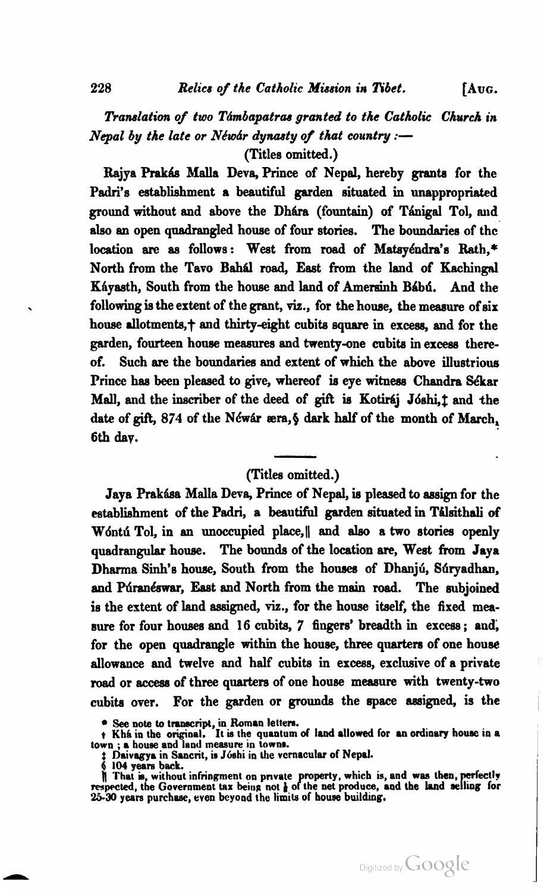*Translation of two Támbapatras granted to the Catholic Church in Nepal by the late or Néwár dynasty of that country :—*

(Titles omitted.)

Rajya Prakás Malla Deva, Prince of Nepal, hereby grants for the Padri's establishment a beautiful garden situated in unappropriated ground without and above the Dhára (fountain) of Tánigal Tol, and also an open quadrangled house of four stories. The boundaries of the location are as follows: West from road of Matsyéndra's Rath,* North from the Tavo Bahál road, East from the land of Kachingal Káyasth, South from the house and land of Amersinh Bábú. And the following is the extent of the grant, viz., for the house, the measure of six house allotments,† and thirty-eight cubits square in excess, and for the garden, fourteen house measures and twenty-one cubits in excess thereof. Such are the boundaries and extent of which the above illustrious Prince has been pleased to give, whereof is eye witness Chandra Sékar Mall, and the inscriber of the deed of gift is Kotiráj Jóshi,‡ and the date of gift, 874 of the Néwár æra,§ dark half of the month of March, 6th day.

---

(Titles omitted.)

Jaya Prakása Malla Deva, Prince of Nepal, is pleased to assign for the establishment of the Padri, a beautiful garden situated in Tálsithali of Wóntú Tol, in an unoccupied place,‖ and also a two stories openly quadrangular house. The bounds of the location are, West from Jaya Dharma Sinh's house, South from the houses of Dhanjú, Súryadhan, and Púranéswar, East and North from the main road. The subjoined is the extent of land assigned, viz., for the house itself, the fixed measure for four houses and 16 cubits, 7 fingers' breadth in excess; and, for the open quadrangle within the house, three quarters of one house allowance and twelve and half cubits in excess, exclusive of a private road or access of three quarters of one house measure with twenty-two cubits over. For the garden or grounds the space assigned, is the

* See note to transcript, in Roman letters.

† Khá in the original. It is the quantum of land allowed for an ordinary house in a town; a house and land measure in towns.

‡ Daivagya in Sancrit, is Jóshi in the vernacular of Nepal.

§ 104 years back.

‖ That is, without infringment on private property, which is, and was then, perfectly respected, the Government tax being not ⅛ of the net produce, and the land selling for 25-30 years purchase, even beyond the limits of house building.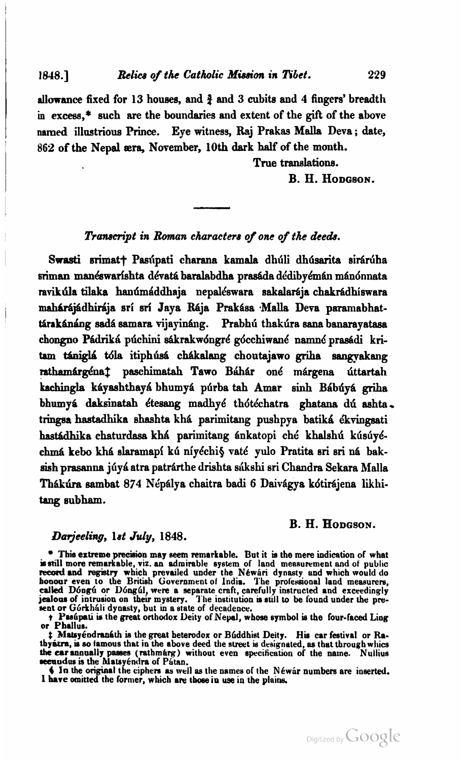allowance fixed for 13 houses, and ¾ and 3 cubits and 4 fingers' breadth in excess,* such are the boundaries and extent of the gift of the above named illustrious Prince. Eye witness, Raj Prakas Malla Deva; date, 862 of the Nepal æra, November, 10th dark half of the month.

True translations.

B. H. Hodgson.

---

*Transcript in Roman characters of one of the deeds.*

Swasti srimat† Pasúpati charana kamala dhúli dhúsarita sirárúha sriman manéswaríshta dévatá baralabdha prasáda dédibyémán mánónnata ravikúla tilaka hanúmáddhaja nepaléswara sakalarája chakrádhíswara mahárájádhirája srí srí Jaya Rája Prakása Malla Deva paramabhattárakánáng sadá samara vijayináng. Prabhú thakúra sana banarayatasa chongno Pádriká púchini sákrakwóngré gócchiwané namné prasádi kritam tániglá tóla itiphúsá chákalang choutajawo griha sangyakang rathamárgéna‡ paschimatah Tawo Báhár oné márgena úttartah kachingla káyashthayá bhumyá púrba tah Amar sinh Bábúyá griha bhumyá daksinatah étesang madhyé thótéchatra ghatana dú ashtatringsa hastadhika shashta khá parimitang pushpya batiká ékvingsati hastádhika chaturdasa khá parimitang ánkatopi ché khalshú kúsúyéchmá kebo khá slaramapí kú níyéchi§ vaté yulo Pratita sri sri ná baksish prasanna júyá atra patrárthe drishta sákshi sri Chandra Sekara Malla Thákúra sambat 874 Népálya chaitra badi 6 Daivágya kótirájena likhitang subham.

B. H. Hodgson.

*Darjeeling, 1st July*, 1848.

\* This extreme precision may seem remarkable. But it is the mere indication of what is still more remarkable, viz. an admirable system of land measurement and of public record and registry which prevailed under the Néwári dynasty and which would do honour even to the British Government of India. The professional land measurers, called Dóngú or Dóngúl, were a separate craft, carefully instructed and exceedingly jealous of intrusion on their mystery. The institution is still to be found under the present or Górkháli dynasty, but in a state of decadence.

† Pasúpati is the great orthodox Deity of Nepal, whose symbol is the four-faced Ling or Phallus.

‡ Matsyéndranáth is the great heterodox or Búddhist Deity. His car festival or Rathyátra, is so famous that in the above deed the street is designated, as that through whics the car annually passes (rathmárg) without even specification of the name. Nullius secundus is the Matsyéndra of Pátan.

§ In the original the ciphers as well as the names of the Néwár numbers are inserted. I have omitted the former, which are those in use in the plains.